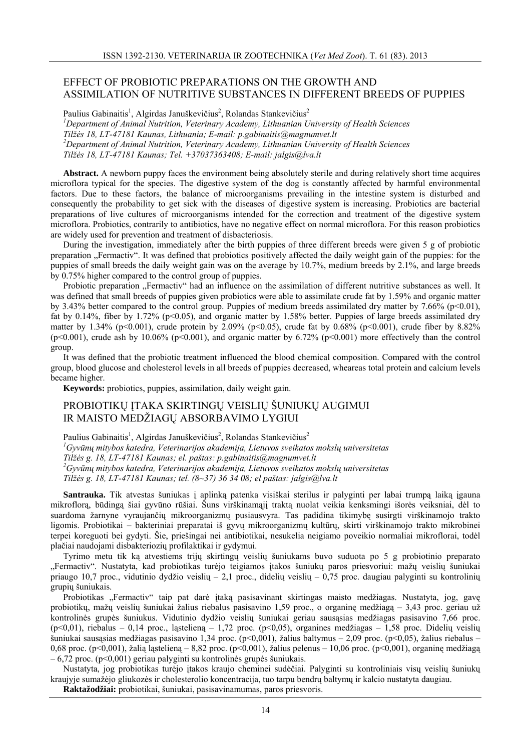# EFFECT OF PROBIOTIC PREPARATIONS ON THE GROWTH AND ASSIMILATION OF NUTRITIVE SUBSTANCES IN DIFFERENT BREEDS OF PUPPIES

Paulius Gabinaitis[1], Algirdas Januškevičius[2], Rolandas Stankevičius[2]

[1]*Department of Animal Nutrition, Veterinary Academy, Lithuanian University of Health Sciences Tilžės 18, LT-47181 Kaunas, Lithuania; E-mail: p.gabinaitis@magnumvet.lt*

[2]*Department of Animal Nutrition, Veterinary Academy, Lithuanian University of Health Sciences Tilžės 18, LT-47181 Kaunas; Tel. +37037363408; E-mail: jalgis@lva.lt*

**Abstract.** A newborn puppy faces the environment being absolutely sterile and during relatively short time acquires microflora typical for the species. The digestive system of the dog is constantly affected by harmful environmental factors. Due to these factors, the balance of microorganisms prevailing in the intestine system is disturbed and consequently the probability to get sick with the diseases of digestive system is increasing. Probiotics are bacterial preparations of live cultures of microorganisms intended for the correction and treatment of the digestive system microflora. Probiotics, contrarily to antibiotics, have no negative effect on normal microflora. For this reason probiotics are widely used for prevention and treatment of disbacteriosis.

During the investigation, immediately after the birth puppies of three different breeds were given 5 g of probiotic preparation „Fermactiv". It was defined that probiotics positively affected the daily weight gain of the puppies: for the puppies of small breeds the daily weight gain was on the average by 10.7%, medium breeds by 2.1%, and large breeds by 0.75% higher compared to the control group of puppies.

Probiotic preparation „Fermactiv" had an influence on the assimilation of different nutritive substances as well. It was defined that small breeds of puppies given probiotics were able to assimilate crude fat by 1.59% and organic matter by 3.43% better compared to the control group. Puppies of medium breeds assimilated dry matter by 7.66% ($p<0.01$), fat by 0.14%, fiber by 1.72% ($p<0.05$), and organic matter by 1.58% better. Puppies of large breeds assimilated dry matter by 1.34% ($p<0.001$), crude protein by 2.09% ($p<0.05$), crude fat by 0.68% ($p<0.001$), crude fiber by 8.82% ($p<0.001$), crude ash by 10.06% ($p<0.001$), and organic matter by 6.72% ($p<0.001$) more effectively than the control group.

It was defined that the probiotic treatment influenced the blood chemical composition. Compared with the control group, blood glucose and cholesterol levels in all breeds of puppies decreased, wheareas total protein and calcium levels became higher.

**Keywords:** probiotics, puppies, assimilation, daily weight gain.

# PROBIOTIKŲ ĮTAKA SKIRTINGŲ VEISLIŲ ŠUNIUKŲ AUGIMUI IR MAISTO MEDŽIAGŲ ABSORBAVIMO LYGIUI

Paulius Gabinaitis[1], Algirdas Januškevičius[2], Rolandas Stankevičius[2]

[1]*Gyvūnų mitybos katedra, Veterinarijos akademija, Lietuvos sveikatos mokslų universitetas Tilžės g. 18, LT-47181 Kaunas; el. paštas: p.gabinaitis@magnumvet.lt*

[2]*Gyvūnų mitybos katedra, Veterinarijos akademija, Lietuvos sveikatos mokslų universitetas Tilžės g. 18, LT-47181 Kaunas; tel. (8~37) 36 34 08; el paštas: jalgis@lva.lt*

**Santrauka.** Tik atvestas šuniukas į aplinką patenka visiškai sterilus ir palyginti per labai trumpą laiką įgauna mikroflorą, būdingą šiai gyvūno rūšiai. Šuns virškinamąjį traktą nuolat veikia kenksmingi išorės veiksniai, dėl to suardoma žarnyne vyraujančių mikroorganizmų pusiausvyra. Tas padidina tikimybę susirgti virškinamojo trakto ligomis. Probiotikai – bakteriniai preparatai iš gyvų mikroorganizmų kultūrų, skirti virškinamojo trakto mikrobinei terpei koreguoti bei gydyti. Šie, priešingai nei antibiotikai, nesukelia neigiamo poveikio normaliai mikroflorai, todėl plačiai naudojami disbakteriozių profilaktikai ir gydymui.

Tyrimo metu tik ką atvestiems trijų skirtingų veislių šuniukams buvo suduota po 5 g probiotinio preparato „Fermactiv". Nustatyta, kad probiotikas turėjo teigiamos įtakos šuniukų paros priesvoriui: mažų veislių šuniukai priaugo 10,7 proc., vidutinio dydžio veislių – 2,1 proc., didelių veislių – 0,75 proc. daugiau palyginti su kontrolinių grupių šuniukais.

Probiotikas „Fermactiv" taip pat darė įtaką pasisavinant skirtingas maisto medžiagas. Nustatyta, jog, gavę probiotikų, mažų veislių šuniukai žalius riebalus pasisavino 1,59 proc., o organinę medžiagą – 3,43 proc. geriau už kontrolinės grupės šuniukus. Vidutinio dydžio veislių šuniukai geriau sausąsias medžiagas pasisavino 7,66 proc. ($p<0,01$), riebalus – 0,14 proc., ląstelieną – 1,72 proc. ($p<0,05$), organines medžiagas – 1,58 proc. Didelių veislių šuniukai sausąsias medžiagas pasisavino 1,34 proc. ($p<0,001$), žalius baltymus – 2,09 proc. ($p<0,05$), žalius riebalus – 0,68 proc. ($p<0,001$), žalią ląstelieną – 8,82 proc. ($p<0,001$), žalius pelenus – 10,06 proc. ($p<0,001$), organinę medžiagą – 6,72 proc. ($p<0,001$) geriau palyginti su kontrolinės grupės šuniukais.

Nustatyta, jog probiotikas turėjo įtakos kraujo cheminei sudėčiai. Palyginti su kontroliniais visų veislių šuniukų kraujyje sumažėjo gliukozės ir cholesterolio koncentracija, tuo tarpu bendrų baltymų ir kalcio nustatyta daugiau.

**Raktažodžiai:** probiotikai, šuniukai, pasisavinamumas, paros priesvoris.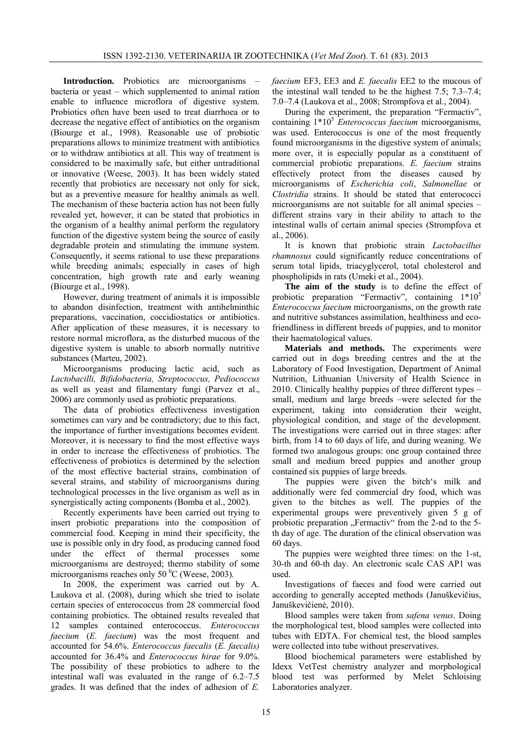**Introduction.** Probiotics are microorganisms – bacteria or yeast – which supplemented to animal ration enable to influence microflora of digestive system. Probiotics often have been used to treat diarrhoea or to decrease the negative effect of antibiotics on the organism (Biourge et al., 1998). Reasonable use of probiotic preparations allows to minimize treatment with antibiotics or to withdraw antibiotics at all. This way of treatment is considered to be maximally safe, but either untraditional or innovative (Weese, 2003). It has been widely stated recently that probiotics are necessary not only for sick, but as a preventive measure for healthy animals as well. The mechanism of these bacteria action has not been fully revealed yet, however, it can be stated that probiotics in the organism of a healthy animal perform the regulatory function of the digestive system being the source of easily degradable protein and stimulating the immune system. Consequently, it seems rational to use these preparations while breeding animals; especially in cases of high concentration, high growth rate and early weaning (Biourge et al., 1998).

However, during treatment of animals it is impossible to abandon disinfection, treatment with antihelminthic preparations, vaccination, coccidiostatics or antibiotics. After application of these measures, it is necessary to restore normal microflora, as the disturbed mucous of the digestive system is unable to absorb normally nutritive substances (Marteu, 2002).

Microorganisms producing lactic acid, such as *Lactobacilli, Bifidobacteria, Streptococcus, Pediococcus* as well as yeast and filamentary fungi (Parvez et al., 2006) are commonly used as probiotic preparations.

The data of probiotics effectiveness investigation sometimes can vary and be contradictory; due to this fact, the importance of further investigations becomes evident. Moreover, it is necessary to find the most effective ways in order to increase the effectiveness of probiotics. The effectiveness of probiotics is determined by the selection of the most effective bacterial strains, combination of several strains, and stability of microorganisms during technological processes in the live organism as well as in synergistically acting components (Bomba et al., 2002).

Recently experiments have been carried out trying to insert probiotic preparations into the composition of commercial food. Keeping in mind their specificity, the use is possible only in dry food, as producing canned food under the effect of thermal processes some microorganisms are destroyed; thermo stability of some microorganisms reaches only 50 $^0$C (Weese, 2003).

In 2008, the experiment was carried out by A. Laukova et al. (2008), during which she tried to isolate certain species of enterococcus from 28 commercial food containing probiotics. The obtained results revealed that 12 samples contained enterococcus. *Enterococcus faecium* (*E. faecium*) was the most frequent and accounted for 54.6%. *Enterococcus faecalis* (*E. faecalis)* accounted for 36.4% and *Enterococcus hirae* for 9.0%. The possibility of these probiotics to adhere to the intestinal wall was evaluated in the range of 6.2–7.5 grades. It was defined that the index of adhesion of *E. faecium* EF3, EE3 and *E. faecalis* EE2 to the mucous of the intestinal wall tended to be the highest 7.5; 7.3–7.4; 7.0–7.4 (Laukova et al., 2008; Strompfova et al., 2004).

During the experiment, the preparation "Fermactiv", containing $1*10^5$ *Enterococcus faecium* microorganisms, was used. Enterococcus is one of the most frequently found microorganisms in the digestive system of animals; more over, it is especially popular as a constituent of commercial probiotic preparations. *E. faecium* strains effectively protect from the diseases caused by microorganisms of *Escherichia coli*, *Salmonellae* or *Clostridia* strains. It should be stated that enterococci microorganisms are not suitable for all animal species – different strains vary in their ability to attach to the intestinal walls of certain animal species (Strompfova et al., 2006).

It is known that probiotic strain *Lactobacillus rhamnosus* could significantly reduce concentrations of serum total lipids, triacyglycerol, total cholesterol and phospholipids in rats (Umeki et al., 2004).

**The aim of the study** is to define the effect of probiotic preparation "Fermactiv", containing $1*10^5$ *Enterococcus faecium* microorganisms, on the growth rate and nutritive substances assimilation, healthiness and eco-friendliness in different breeds of puppies, and to monitor their haematological values.

**Materials and methods.** The experiments were carried out in dogs breeding centres and the at the Laboratory of Food Investigation, Department of Animal Nutrition, Lithuanian University of Health Science in 2010. Clinically healthy puppies of three different types – small, medium and large breeds –were selected for the experiment, taking into consideration their weight, physiological condition, and stage of the development. The investigations were carried out in three stages: after birth, from 14 to 60 days of life, and during weaning. We formed two analogous groups: one group contained three small and medium breed puppies and another group contained six puppies of large breeds.

The puppies were given the bitch's milk and additionally were fed commercial dry food, which was given to the bitches as well. The puppies of the experimental groups were preventively given 5 g of probiotic preparation „Fermactiv" from the 2-nd to the 5-th day of age. The duration of the clinical observation was 60 days.

The puppies were weighted three times: on the 1-st, 30-th and 60-th day. An electronic scale CAS AP1 was used.

Investigations of faeces and food were carried out according to generally accepted methods (Januškevičius, Januškevičienė, 2010).

Blood samples were taken from *safena venus*. Doing the morphological test, blood samples were collected into tubes with EDTA. For chemical test, the blood samples were collected into tube without preservatives.

Blood biochemical parameters were established by Idexx VetTest chemistry analyzer and morphological blood test was performed by Melet Schloising Laboratories analyzer.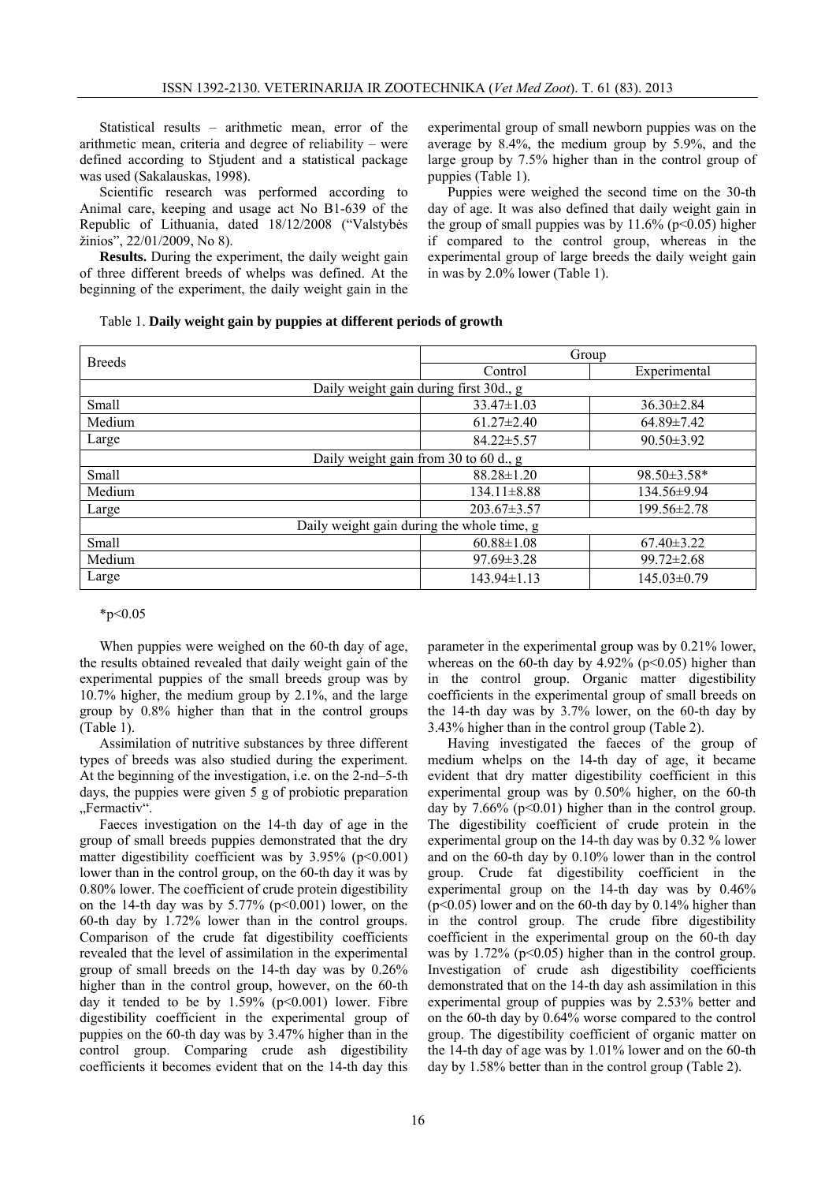Statistical results – arithmetic mean, error of the arithmetic mean, criteria and degree of reliability – were defined according to Stjudent and a statistical package was used (Sakalauskas, 1998).

Scientific research was performed according to Animal care, keeping and usage act No B1-639 of the Republic of Lithuania, dated 18/12/2008 ("Valstybės žinios", 22/01/2009, No 8).

**Results.** During the experiment, the daily weight gain of three different breeds of whelps was defined. At the beginning of the experiment, the daily weight gain in the experimental group of small newborn puppies was on the average by 8.4%, the medium group by 5.9%, and the large group by 7.5% higher than in the control group of puppies (Table 1).

Puppies were weighed the second time on the 30-th day of age. It was also defined that daily weight gain in the group of small puppies was by 11.6% ($p<0.05$) higher if compared to the control group, whereas in the experimental group of large breeds the daily weight gain in was by 2.0% lower (Table 1).

Table 1. **Daily weight gain by puppies at different periods of growth**

| Breeds | Group | |
|---|---|---|
| | Control | Experimental |
| Daily weight gain during first 30d., g | | |
| Small | 33.47±1.03 | 36.30±2.84 |
| Medium | 61.27±2.40 | 64.89±7.42 |
| Large | 84.22±5.57 | 90.50±3.92 |
| Daily weight gain from 30 to 60 d., g | | |
| Small | 88.28±1.20 | 98.50±3.58* |
| Medium | 134.11±8.88 | 134.56±9.94 |
| Large | 203.67±3.57 | 199.56±2.78 |
| Daily weight gain during the whole time, g | | |
| Small | 60.88±1.08 | 67.40±3.22 |
| Medium | 97.69±3.28 | 99.72±2.68 |
| Large | 143.94±1.13 | 145.03±0.79 |

*$p<0.05$

When puppies were weighed on the 60-th day of age, the results obtained revealed that daily weight gain of the experimental puppies of the small breeds group was by 10.7% higher, the medium group by 2.1%, and the large group by 0.8% higher than that in the control groups (Table 1).

Assimilation of nutritive substances by three different types of breeds was also studied during the experiment. At the beginning of the investigation, i.e. on the 2-nd–5-th days, the puppies were given 5 g of probiotic preparation „Fermactiv".

Faeces investigation on the 14-th day of age in the group of small breeds puppies demonstrated that the dry matter digestibility coefficient was by 3.95% ($p<0.001$) lower than in the control group, on the 60-th day it was by 0.80% lower. The coefficient of crude protein digestibility on the 14-th day was by 5.77% ($p<0.001$) lower, on the 60-th day by 1.72% lower than in the control groups. Comparison of the crude fat digestibility coefficients revealed that the level of assimilation in the experimental group of small breeds on the 14-th day was by 0.26% higher than in the control group, however, on the 60-th day it tended to be by 1.59% ($p<0.001$) lower. Fibre digestibility coefficient in the experimental group of puppies on the 60-th day was by 3.47% higher than in the control group. Comparing crude ash digestibility coefficients it becomes evident that on the 14-th day this parameter in the experimental group was by 0.21% lower, whereas on the 60-th day by 4.92% ($p<0.05$) higher than in the control group. Organic matter digestibility coefficients in the experimental group of small breeds on the 14-th day was by 3.7% lower, on the 60-th day by 3.43% higher than in the control group (Table 2).

Having investigated the faeces of the group of medium whelps on the 14-th day of age, it became evident that dry matter digestibility coefficient in this experimental group was by 0.50% higher, on the 60-th day by 7.66% ($p<0.01$) higher than in the control group. The digestibility coefficient of crude protein in the experimental group on the 14-th day was by 0.32 % lower and on the 60-th day by 0.10% lower than in the control group. Crude fat digestibility coefficient in the experimental group on the 14-th day was by 0.46% ($p<0.05$) lower and on the 60-th day by 0.14% higher than in the control group. The crude fibre digestibility coefficient in the experimental group on the 60-th day was by 1.72% ($p<0.05$) higher than in the control group. Investigation of crude ash digestibility coefficients demonstrated that on the 14-th day ash assimilation in this experimental group of puppies was by 2.53% better and on the 60-th day by 0.64% worse compared to the control group. The digestibility coefficient of organic matter on the 14-th day of age was by 1.01% lower and on the 60-th day by 1.58% better than in the control group (Table 2).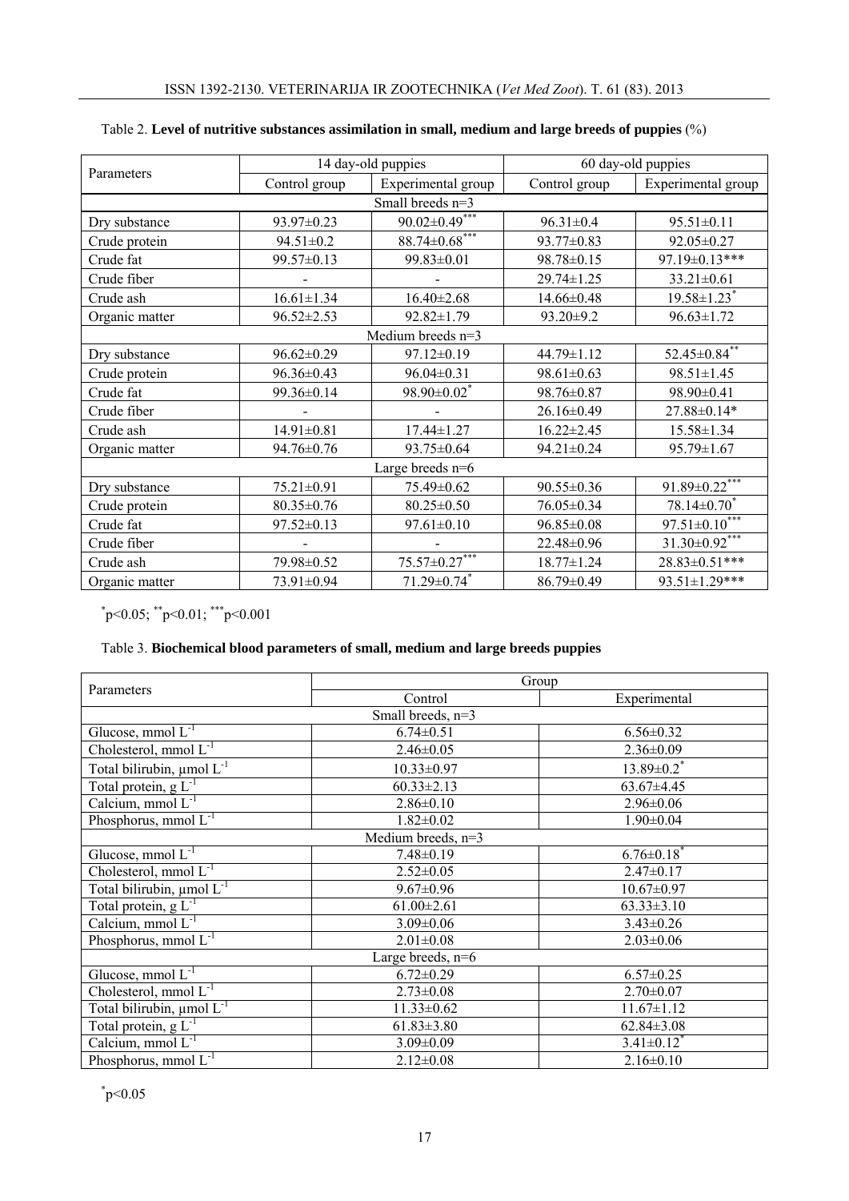Table 2. **Level of nutritive substances assimilation in small, medium and large breeds of puppies** (%)

| Parameters | 14 day-old puppies | | 60 day-old puppies | |
|---|---|---|---|---|
| | Control group | Experimental group | Control group | Experimental group |
| Small breeds n=3 | | | | |
| Dry substance | 93.97±0.23 | 90.02±0.49*** | 96.31±0.4 | 95.51±0.11 |
| Crude protein | 94.51±0.2 | 88.74±0.68*** | 93.77±0.83 | 92.05±0.27 |
| Crude fat | 99.57±0.13 | 99.83±0.01 | 98.78±0.15 | 97.19±0.13*** |
| Crude fiber | - | - | 29.74±1.25 | 33.21±0.61 |
| Crude ash | 16.61±1.34 | 16.40±2.68 | 14.66±0.48 | 19.58±1.23* |
| Organic matter | 96.52±2.53 | 92.82±1.79 | 93.20±9.2 | 96.63±1.72 |
| Medium breeds n=3 | | | | |
| Dry substance | 96.62±0.29 | 97.12±0.19 | 44.79±1.12 | 52.45±0.84** |
| Crude protein | 96.36±0.43 | 96.04±0.31 | 98.61±0.63 | 98.51±1.45 |
| Crude fat | 99.36±0.14 | 98.90±0.02* | 98.76±0.87 | 98.90±0.41 |
| Crude fiber | - | - | 26.16±0.49 | 27.88±0.14* |
| Crude ash | 14.91±0.81 | 17.44±1.27 | 16.22±2.45 | 15.58±1.34 |
| Organic matter | 94.76±0.76 | 93.75±0.64 | 94.21±0.24 | 95.79±1.67 |
| Large breeds n=6 | | | | |
| Dry substance | 75.21±0.91 | 75.49±0.62 | 90.55±0.36 | 91.89±0.22*** |
| Crude protein | 80.35±0.76 | 80.25±0.50 | 76.05±0.34 | 78.14±0.70* |
| Crude fat | 97.52±0.13 | 97.61±0.10 | 96.85±0.08 | 97.51±0.10*** |
| Crude fiber | - | - | 22.48±0.96 | 31.30±0.92*** |
| Crude ash | 79.98±0.52 | 75.57±0.27*** | 18.77±1.24 | 28.83±0.51*** |
| Organic matter | 73.91±0.94 | 71.29±0.74* | 86.79±0.49 | 93.51±1.29*** |

*$p<0.05$; **$p<0.01$; ***$p<0.001$

Table 3. **Biochemical blood parameters of small, medium and large breeds puppies**

| Parameters | Group | |
|---|---|---|
| | Control | Experimental |
| Small breeds, n=3 | | |
| Glucose, mmol $L^{-1}$ | 6.74±0.51 | 6.56±0.32 |
| Cholesterol, mmol $L^{-1}$ | 2.46±0.05 | 2.36±0.09 |
| Total bilirubin, µmol $L^{-1}$ | 10.33±0.97 | 13.89±0.2* |
| Total protein, g $L^{-1}$ | 60.33±2.13 | 63.67±4.45 |
| Calcium, mmol $L^{-1}$ | 2.86±0.10 | 2.96±0.06 |
| Phosphorus, mmol $L^{-1}$ | 1.82±0.02 | 1.90±0.04 |
| Medium breeds, n=3 | | |
| Glucose, mmol $L^{-1}$ | 7.48±0.19 | 6.76±0.18* |
| Cholesterol, mmol $L^{-1}$ | 2.52±0.05 | 2.47±0.17 |
| Total bilirubin, µmol $L^{-1}$ | 9.67±0.96 | 10.67±0.97 |
| Total protein, g $L^{-1}$ | 61.00±2.61 | 63.33±3.10 |
| Calcium, mmol $L^{-1}$ | 3.09±0.06 | 3.43±0.26 |
| Phosphorus, mmol $L^{-1}$ | 2.01±0.08 | 2.03±0.06 |
| Large breeds, n=6 | | |
| Glucose, mmol $L^{-1}$ | 6.72±0.29 | 6.57±0.25 |
| Cholesterol, mmol $L^{-1}$ | 2.73±0.08 | 2.70±0.07 |
| Total bilirubin, µmol $L^{-1}$ | 11.33±0.62 | 11.67±1.12 |
| Total protein, g $L^{-1}$ | 61.83±3.80 | 62.84±3.08 |
| Calcium, mmol $L^{-1}$ | 3.09±0.09 | 3.41±0.12* |
| Phosphorus, mmol $L^{-1}$ | 2.12±0.08 | 2.16±0.10 |

*$p<0.05$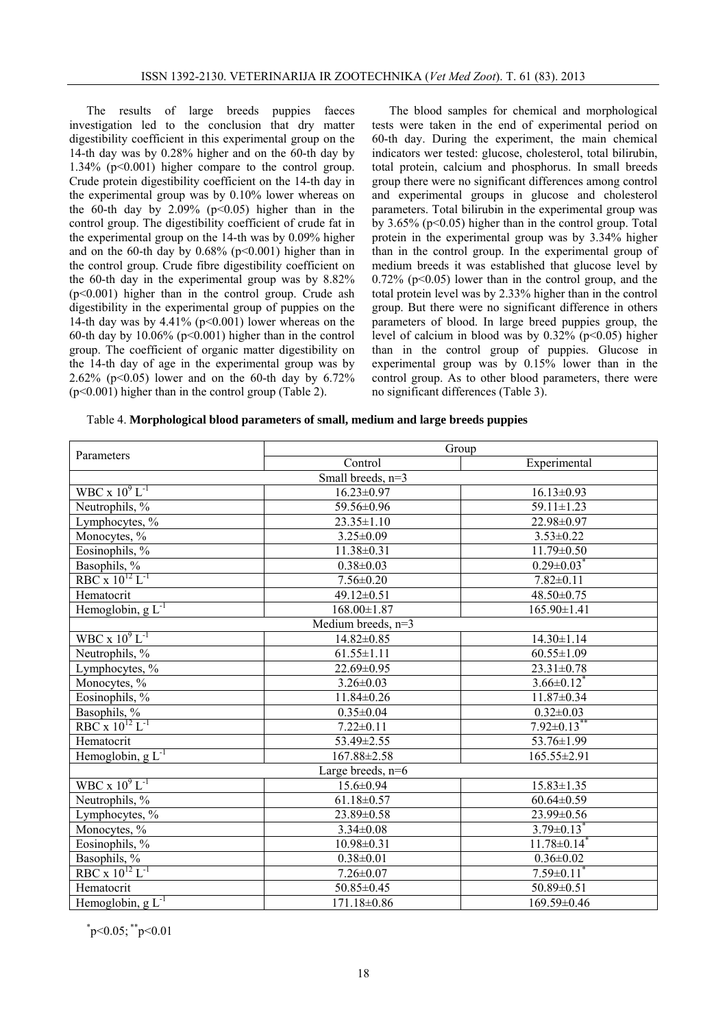The results of large breeds puppies faeces investigation led to the conclusion that dry matter digestibility coefficient in this experimental group on the 14-th day was by 0.28% higher and on the 60-th day by 1.34% ($p<0.001$) higher compare to the control group. Crude protein digestibility coefficient on the 14-th day in the experimental group was by 0.10% lower whereas on the 60-th day by 2.09% ($p<0.05$) higher than in the control group. The digestibility coefficient of crude fat in the experimental group on the 14-th was by 0.09% higher and on the 60-th day by 0.68% ($p<0.001$) higher than in the control group. Crude fibre digestibility coefficient on the 60-th day in the experimental group was by 8.82% ($p<0.001$) higher than in the control group. Crude ash digestibility in the experimental group of puppies on the 14-th day was by 4.41% ($p<0.001$) lower whereas on the 60-th day by 10.06% ($p<0.001$) higher than in the control group. The coefficient of organic matter digestibility on the 14-th day of age in the experimental group was by 2.62% ($p<0.05$) lower and on the 60-th day by 6.72% ($p<0.001$) higher than in the control group (Table 2).

The blood samples for chemical and morphological tests were taken in the end of experimental period on 60-th day. During the experiment, the main chemical indicators wer tested: glucose, cholesterol, total bilirubin, total protein, calcium and phosphorus. In small breeds group there were no significant differences among control and experimental groups in glucose and cholesterol parameters. Total bilirubin in the experimental group was by 3.65% ($p<0.05$) higher than in the control group. Total protein in the experimental group was by 3.34% higher than in the control group. In the experimental group of medium breeds it was established that glucose level by 0.72% ($p<0.05$) lower than in the control group, and the total protein level was by 2.33% higher than in the control group. But there were no significant difference in others parameters of blood. In large breed puppies group, the level of calcium in blood was by 0.32% ($p<0.05$) higher than in the control group of puppies. Glucose in experimental group was by 0.15% lower than in the control group. As to other blood parameters, there were no significant differences (Table 3).

Table 4. **Morphological blood parameters of small, medium and large breeds puppies**

| Parameters | Group | |
|---|---|---|
| | Control | Experimental |
| **Small breeds, n=3** | | |
| WBC x $10^9$ $L^{-1}$ | 16.23±0.97 | 16.13±0.93 |
| Neutrophils, % | 59.56±0.96 | 59.11±1.23 |
| Lymphocytes, % | 23.35±1.10 | 22.98±0.97 |
| Monocytes, % | 3.25±0.09 | 3.53±0.22 |
| Eosinophils, % | 11.38±0.31 | 11.79±0.50 |
| Basophils, % | 0.38±0.03 | 0.29±0.03* |
| RBC x $10^{12}$ $L^{-1}$ | 7.56±0.20 | 7.82±0.11 |
| Hematocrit | 49.12±0.51 | 48.50±0.75 |
| Hemoglobin, g $L^{-1}$ | 168.00±1.87 | 165.90±1.41 |
| **Medium breeds, n=3** | | |
| WBC x $10^9$ $L^{-1}$ | 14.82±0.85 | 14.30±1.14 |
| Neutrophils, % | 61.55±1.11 | 60.55±1.09 |
| Lymphocytes, % | 22.69±0.95 | 23.31±0.78 |
| Monocytes, % | 3.26±0.03 | 3.66±0.12* |
| Eosinophils, % | 11.84±0.26 | 11.87±0.34 |
| Basophils, % | 0.35±0.04 | 0.32±0.03 |
| RBC x $10^{12}$ $L^{-1}$ | 7.22±0.11 | 7.92±0.13** |
| Hematocrit | 53.49±2.55 | 53.76±1.99 |
| Hemoglobin, g $L^{-1}$ | 167.88±2.58 | 165.55±2.91 |
| **Large breeds, n=6** | | |
| WBC x $10^9$ $L^{-1}$ | 15.6±0.94 | 15.83±1.35 |
| Neutrophils, % | 61.18±0.57 | 60.64±0.59 |
| Lymphocytes, % | 23.89±0.58 | 23.99±0.56 |
| Monocytes, % | 3.34±0.08 | 3.79±0.13* |
| Eosinophils, % | 10.98±0.31 | 11.78±0.14* |
| Basophils, % | 0.38±0.01 | 0.36±0.02 |
| RBC x $10^{12}$ $L^{-1}$ | 7.26±0.07 | 7.59±0.11* |
| Hematocrit | 50.85±0.45 | 50.89±0.51 |
| Hemoglobin, g $L^{-1}$ | 171.18±0.86 | 169.59±0.46 |

*$p<0.05$; **$p<0.01$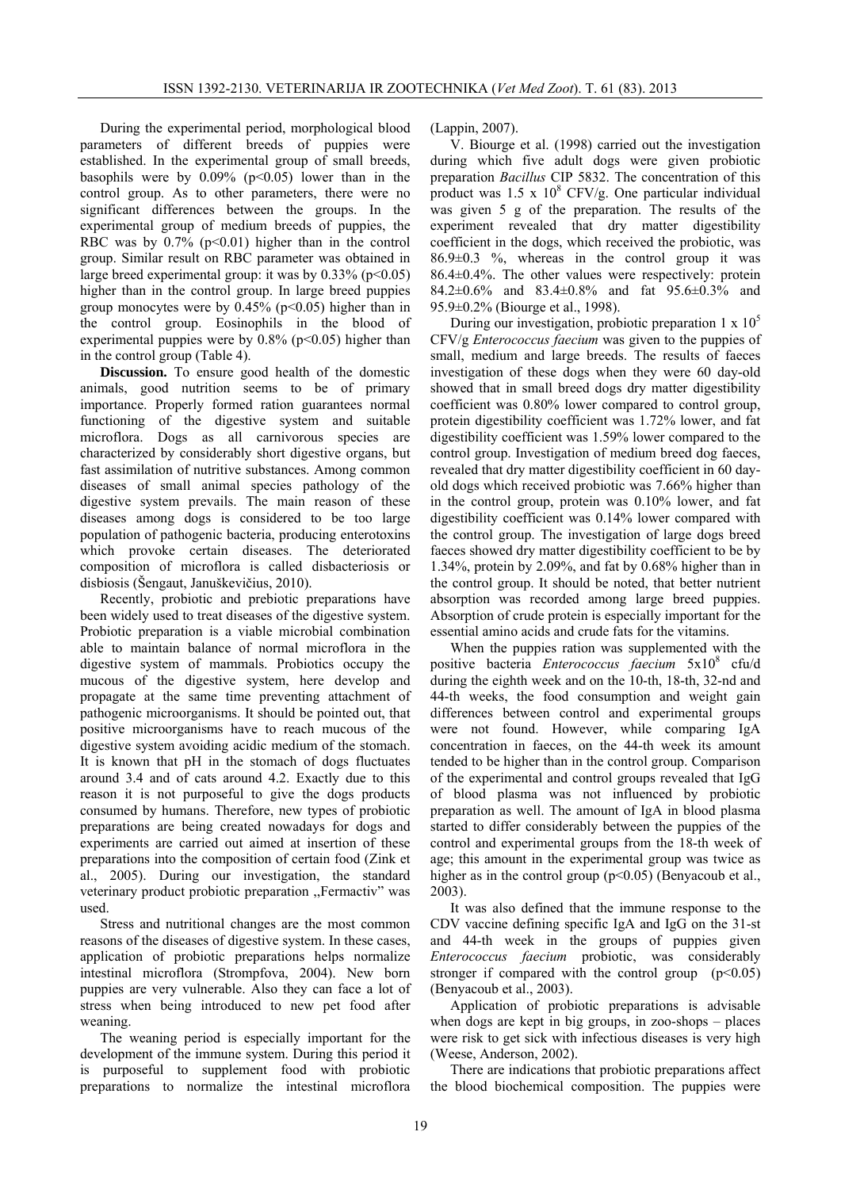During the experimental period, morphological blood parameters of different breeds of puppies were established. In the experimental group of small breeds, basophils were by 0.09% ($p<0.05$) lower than in the control group. As to other parameters, there were no significant differences between the groups. In the experimental group of medium breeds of puppies, the RBC was by 0.7% ($p<0.01$) higher than in the control group. Similar result on RBC parameter was obtained in large breed experimental group: it was by 0.33% ($p<0.05$) higher than in the control group. In large breed puppies group monocytes were by 0.45% ($p<0.05$) higher than in the control group. Eosinophils in the blood of experimental puppies were by 0.8% ($p<0.05$) higher than in the control group (Table 4).

**Discussion.** To ensure good health of the domestic animals, good nutrition seems to be of primary importance. Properly formed ration guarantees normal functioning of the digestive system and suitable microflora. Dogs as all carnivorous species are characterized by considerably short digestive organs, but fast assimilation of nutritive substances. Among common diseases of small animal species pathology of the digestive system prevails. The main reason of these diseases among dogs is considered to be too large population of pathogenic bacteria, producing enterotoxins which provoke certain diseases. The deteriorated composition of microflora is called disbacteriosis or disbiosis (Šengaut, Januškevičius, 2010).

Recently, probiotic and prebiotic preparations have been widely used to treat diseases of the digestive system. Probiotic preparation is a viable microbial combination able to maintain balance of normal microflora in the digestive system of mammals. Probiotics occupy the mucous of the digestive system, here develop and propagate at the same time preventing attachment of pathogenic microorganisms. It should be pointed out, that positive microorganisms have to reach mucous of the digestive system avoiding acidic medium of the stomach. It is known that pH in the stomach of dogs fluctuates around 3.4 and of cats around 4.2. Exactly due to this reason it is not purposeful to give the dogs products consumed by humans. Therefore, new types of probiotic preparations are being created nowadays for dogs and experiments are carried out aimed at insertion of these preparations into the composition of certain food (Zink et al., 2005). During our investigation, the standard veterinary product probiotic preparation ,,Fermactiv" was used.

Stress and nutritional changes are the most common reasons of the diseases of digestive system. In these cases, application of probiotic preparations helps normalize intestinal microflora (Strompfova, 2004). New born puppies are very vulnerable. Also they can face a lot of stress when being introduced to new pet food after weaning.

The weaning period is especially important for the development of the immune system. During this period it is purposeful to supplement food with probiotic preparations to normalize the intestinal microflora (Lappin, 2007).

V. Biourge et al. (1998) carried out the investigation during which five adult dogs were given probiotic preparation *Bacillus* CIP 5832. The concentration of this product was $1.5 \times 10^8$ CFV/g. One particular individual was given 5 g of the preparation. The results of the experiment revealed that dry matter digestibility coefficient in the dogs, which received the probiotic, was 86.9±0.3 %, whereas in the control group it was 86.4±0.4%. The other values were respectively: protein 84.2±0.6% and 83.4±0.8% and fat 95.6±0.3% and 95.9±0.2% (Biourge et al., 1998).

During our investigation, probiotic preparation $1 \times 10^5$ CFV/g *Enterococcus faecium* was given to the puppies of small, medium and large breeds. The results of faeces investigation of these dogs when they were 60 day-old showed that in small breed dogs dry matter digestibility coefficient was 0.80% lower compared to control group, protein digestibility coefficient was 1.72% lower, and fat digestibility coefficient was 1.59% lower compared to the control group. Investigation of medium breed dog faeces, revealed that dry matter digestibility coefficient in 60 day-old dogs which received probiotic was 7.66% higher than in the control group, protein was 0.10% lower, and fat digestibility coefficient was 0.14% lower compared with the control group. The investigation of large dogs breed faeces showed dry matter digestibility coefficient to be by 1.34%, protein by 2.09%, and fat by 0.68% higher than in the control group. It should be noted, that better nutrient absorption was recorded among large breed puppies. Absorption of crude protein is especially important for the essential amino acids and crude fats for the vitamins.

When the puppies ration was supplemented with the positive bacteria *Enterococcus faecium* $5 \times 10^8$ cfu/d during the eighth week and on the 10-th, 18-th, 32-nd and 44-th weeks, the food consumption and weight gain differences between control and experimental groups were not found. However, while comparing IgA concentration in faeces, on the 44-th week its amount tended to be higher than in the control group. Comparison of the experimental and control groups revealed that IgG of blood plasma was not influenced by probiotic preparation as well. The amount of IgA in blood plasma started to differ considerably between the puppies of the control and experimental groups from the 18-th week of age; this amount in the experimental group was twice as higher as in the control group ($p<0.05$) (Benyacoub et al., 2003).

It was also defined that the immune response to the CDV vaccine defining specific IgA and IgG on the 31-st and 44-th week in the groups of puppies given *Enterococcus faecium* probiotic, was considerably stronger if compared with the control group ($p<0.05$) (Benyacoub et al., 2003).

Application of probiotic preparations is advisable when dogs are kept in big groups, in zoo-shops – places were risk to get sick with infectious diseases is very high (Weese, Anderson, 2002).

There are indications that probiotic preparations affect the blood biochemical composition. The puppies were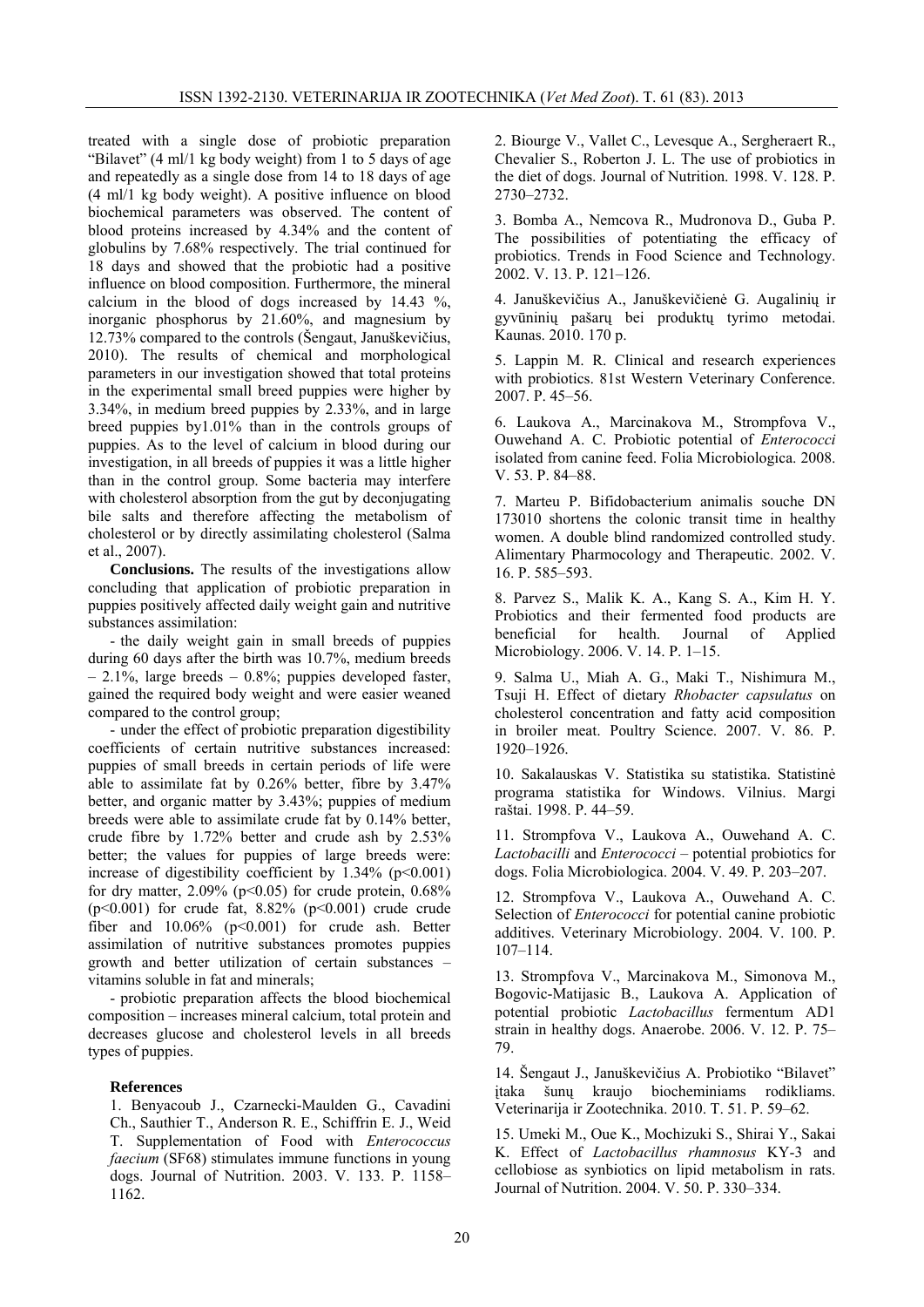treated with a single dose of probiotic preparation "Bilavet" (4 ml/1 kg body weight) from 1 to 5 days of age and repeatedly as a single dose from 14 to 18 days of age (4 ml/1 kg body weight). A positive influence on blood biochemical parameters was observed. The content of blood proteins increased by 4.34% and the content of globulins by 7.68% respectively. The trial continued for 18 days and showed that the probiotic had a positive influence on blood composition. Furthermore, the mineral calcium in the blood of dogs increased by 14.43 %, inorganic phosphorus by 21.60%, and magnesium by 12.73% compared to the controls (Šengaut, Januškevičius, 2010). The results of chemical and morphological parameters in our investigation showed that total proteins in the experimental small breed puppies were higher by 3.34%, in medium breed puppies by 2.33%, and in large breed puppies by1.01% than in the controls groups of puppies. As to the level of calcium in blood during our investigation, in all breeds of puppies it was a little higher than in the control group. Some bacteria may interfere with cholesterol absorption from the gut by deconjugating bile salts and therefore affecting the metabolism of cholesterol or by directly assimilating cholesterol (Salma et al., 2007).

**Conclusions.** The results of the investigations allow concluding that application of probiotic preparation in puppies positively affected daily weight gain and nutritive substances assimilation:

- the daily weight gain in small breeds of puppies during 60 days after the birth was 10.7%, medium breeds – 2.1%, large breeds – 0.8%; puppies developed faster, gained the required body weight and were easier weaned compared to the control group;

- under the effect of probiotic preparation digestibility coefficients of certain nutritive substances increased: puppies of small breeds in certain periods of life were able to assimilate fat by 0.26% better, fibre by 3.47% better, and organic matter by 3.43%; puppies of medium breeds were able to assimilate crude fat by 0.14% better, crude fibre by 1.72% better and crude ash by 2.53% better; the values for puppies of large breeds were: increase of digestibility coefficient by 1.34% ($p<0.001$) for dry matter, 2.09% ($p<0.05$) for crude protein, 0.68% ($p<0.001$) for crude fat, 8.82% ($p<0.001$) crude crude fiber and 10.06% ($p<0.001$) for crude ash. Better assimilation of nutritive substances promotes puppies growth and better utilization of certain substances – vitamins soluble in fat and minerals;

- probiotic preparation affects the blood biochemical composition – increases mineral calcium, total protein and decreases glucose and cholesterol levels in all breeds types of puppies.

### References

1. Benyacoub J., Czarnecki-Maulden G., Cavadini Ch., Sauthier T., Anderson R. E., Schiffrin E. J., Weid T. Supplementation of Food with *Enterococcus faecium* (SF68) stimulates immune functions in young dogs. Journal of Nutrition. 2003. V. 133. P. 1158–1162.

2. Biourge V., Vallet C., Levesque A., Sergheraert R., Chevalier S., Roberton J. L. The use of probiotics in the diet of dogs. Journal of Nutrition. 1998. V. 128. P. 2730–2732.

3. Bomba A., Nemcova R., Mudronova D., Guba P. The possibilities of potentiating the efficacy of probiotics. Trends in Food Science and Technology. 2002. V. 13. P. 121–126.

4. Januškevičius A., Januškevičienė G. Augalinių ir gyvūninių pašarų bei produktų tyrimo metodai. Kaunas. 2010. 170 p.

5. Lappin M. R. Clinical and research experiences with probiotics. 81st Western Veterinary Conference. 2007. P. 45–56.

6. Laukova A., Marcinakova M., Strompfova V., Ouwehand A. C. Probiotic potential of *Enterococci* isolated from canine feed. Folia Microbiologica. 2008. V. 53. P. 84–88.

7. Marteu P. Bifidobacterium animalis souche DN 173010 shortens the colonic transit time in healthy women. A double blind randomized controlled study. Alimentary Pharmocology and Therapeutic. 2002. V. 16. P. 585–593.

8. Parvez S., Malik K. A., Kang S. A., Kim H. Y. Probiotics and their fermented food products are beneficial for health. Journal of Applied Microbiology. 2006. V. 14. P. 1–15.

9. Salma U., Miah A. G., Maki T., Nishimura M., Tsuji H. Effect of dietary *Rhobacter capsulatus* on cholesterol concentration and fatty acid composition in broiler meat. Poultry Science. 2007. V. 86. P. 1920–1926.

10. Sakalauskas V. Statistika su statistika. Statistinė programa statistika for Windows. Vilnius. Margi raštai. 1998. P. 44–59.

11. Strompfova V., Laukova A., Ouwehand A. C. *Lactobacilli* and *Enterococci* – potential probiotics for dogs. Folia Microbiologica. 2004. V. 49. P. 203–207.

12. Strompfova V., Laukova A., Ouwehand A. C. Selection of *Enterococci* for potential canine probiotic additives. Veterinary Microbiology. 2004. V. 100. P. 107–114.

13. Strompfova V., Marcinakova M., Simonova M., Bogovic-Matijasic B., Laukova A. Application of potential probiotic *Lactobacillus* fermentum AD1 strain in healthy dogs. Anaerobe. 2006. V. 12. P. 75–79.

14. Šengaut J., Januškevičius A. Probiotiko "Bilavet" įtaka šunų kraujo biocheminiams rodikliams. Veterinarija ir Zootechnika. 2010. T. 51. P. 59–62.

15. Umeki M., Oue K., Mochizuki S., Shirai Y., Sakai K. Effect of *Lactobacillus rhamnosus* KY-3 and cellobiose as synbiotics on lipid metabolism in rats. Journal of Nutrition. 2004. V. 50. P. 330–334.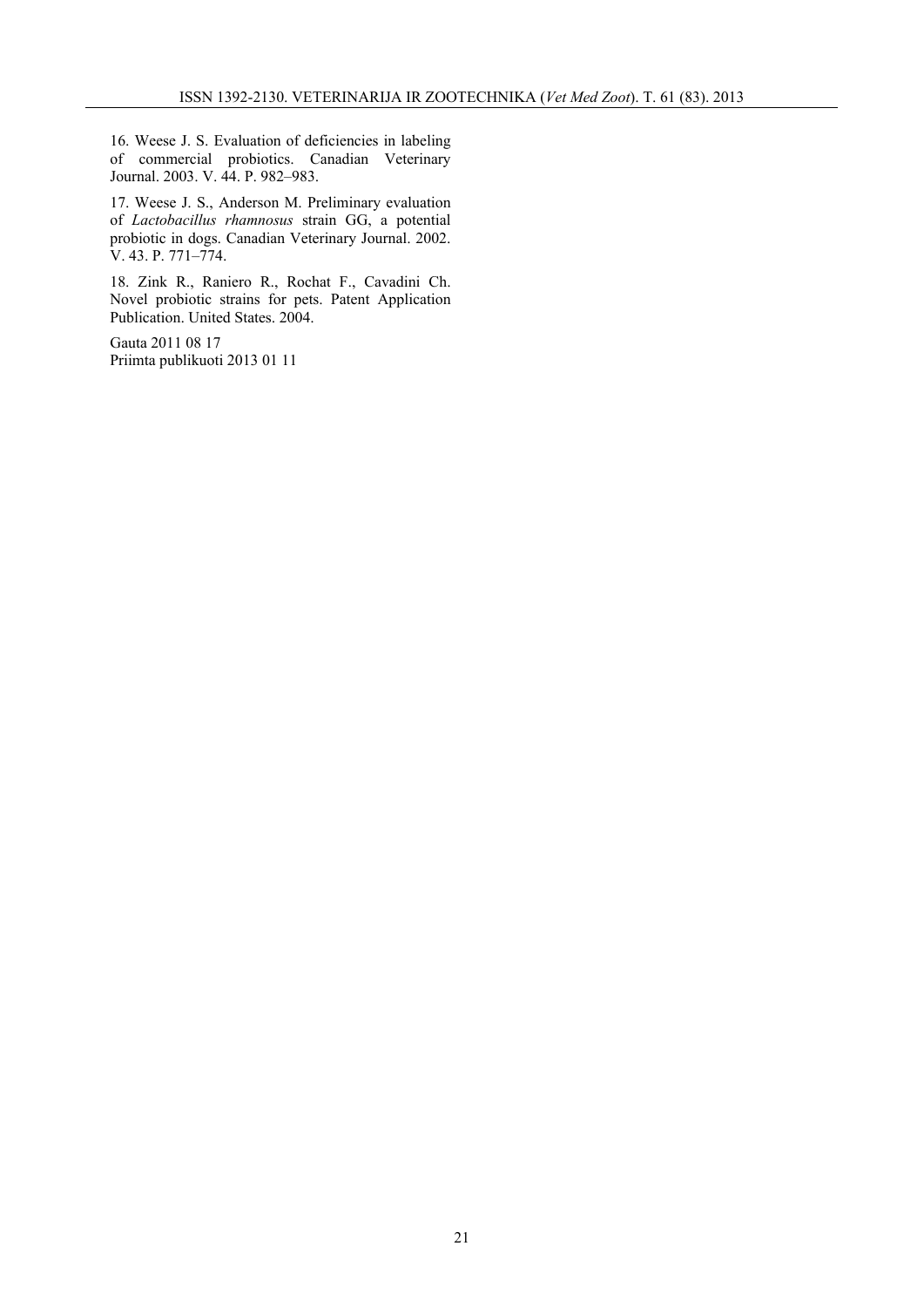16. Weese J. S. Evaluation of deficiencies in labeling of commercial probiotics. Canadian Veterinary Journal. 2003. V. 44. P. 982–983.

17. Weese J. S., Anderson M. Preliminary evaluation of *Lactobacillus rhamnosus* strain GG, a potential probiotic in dogs. Canadian Veterinary Journal. 2002. V. 43. P. 771–774.

18. Zink R., Raniero R., Rochat F., Cavadini Ch. Novel probiotic strains for pets. Patent Application Publication. United States. 2004.

Gauta 2011 08 17
Priimta publikuoti 2013 01 11